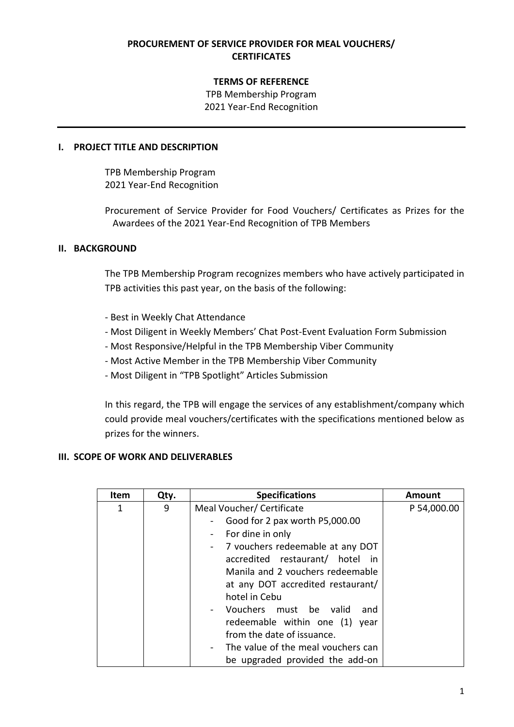**PROCUREMENT OF SERVICE PROVIDER FOR MEAL VOUCHERS/ CERTIFICATES**

**TERMS OF REFERENCE**

TPB Membership Program
2021 Year-End Recognition

## I. PROJECT TITLE AND DESCRIPTION

TPB Membership Program
2021 Year-End Recognition

Procurement of Service Provider for Food Vouchers/ Certificates as Prizes for the Awardees of the 2021 Year-End Recognition of TPB Members

## II. BACKGROUND

The TPB Membership Program recognizes members who have actively participated in TPB activities this past year, on the basis of the following:

- Best in Weekly Chat Attendance
- Most Diligent in Weekly Members' Chat Post-Event Evaluation Form Submission
- Most Responsive/Helpful in the TPB Membership Viber Community
- Most Active Member in the TPB Membership Viber Community
- Most Diligent in "TPB Spotlight" Articles Submission

In this regard, the TPB will engage the services of any establishment/company which could provide meal vouchers/certificates with the specifications mentioned below as prizes for the winners.

## III. SCOPE OF WORK AND DELIVERABLES

| Item | Qty. | Specifications | Amount |
|---|---|---|---|
| 1 | 9 | Meal Voucher/ Certificate<br>- Good for 2 pax worth P5,000.00<br>- For dine in only<br>- 7 vouchers redeemable at any DOT accredited restaurant/ hotel in Manila and 2 vouchers redeemable at any DOT accredited restaurant/ hotel in Cebu<br>- Vouchers must be valid and redeemable within one (1) year from the date of issuance.<br>- The value of the meal vouchers can be upgraded provided the add-on | P 54,000.00 |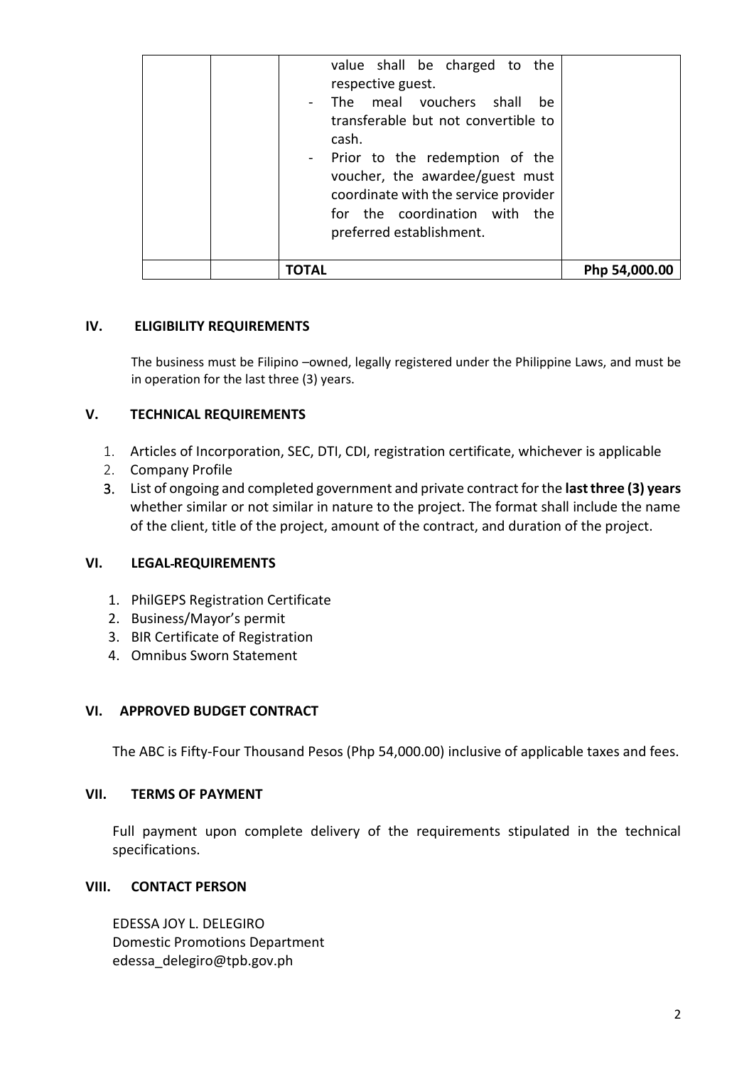| | | | |
|---|---|---|---|
| | | value shall be charged to the respective guest.<br>- The meal vouchers shall be transferable but not convertible to cash.<br>- Prior to the redemption of the voucher, the awardee/guest must coordinate with the service provider for the coordination with the preferred establishment. | |
| | | **TOTAL** | **Php 54,000.00** |

## IV. ELIGIBILITY REQUIREMENTS

The business must be Filipino –owned, legally registered under the Philippine Laws, and must be in operation for the last three (3) years.

## V. TECHNICAL REQUIREMENTS

1. Articles of Incorporation, SEC, DTI, CDI, registration certificate, whichever is applicable
2. Company Profile
3. List of ongoing and completed government and private contract for the **last three (3) years** whether similar or not similar in nature to the project. The format shall include the name of the client, title of the project, amount of the contract, and duration of the project.

## VI. LEGAL-REQUIREMENTS

1. PhilGEPS Registration Certificate
2. Business/Mayor's permit
3. BIR Certificate of Registration
4. Omnibus Sworn Statement

## VI. APPROVED BUDGET CONTRACT

The ABC is Fifty-Four Thousand Pesos (Php 54,000.00) inclusive of applicable taxes and fees.

## VII. TERMS OF PAYMENT

Full payment upon complete delivery of the requirements stipulated in the technical specifications.

## VIII. CONTACT PERSON

EDESSA JOY L. DELEGIRO
Domestic Promotions Department
edessa_delegiro@tpb.gov.ph